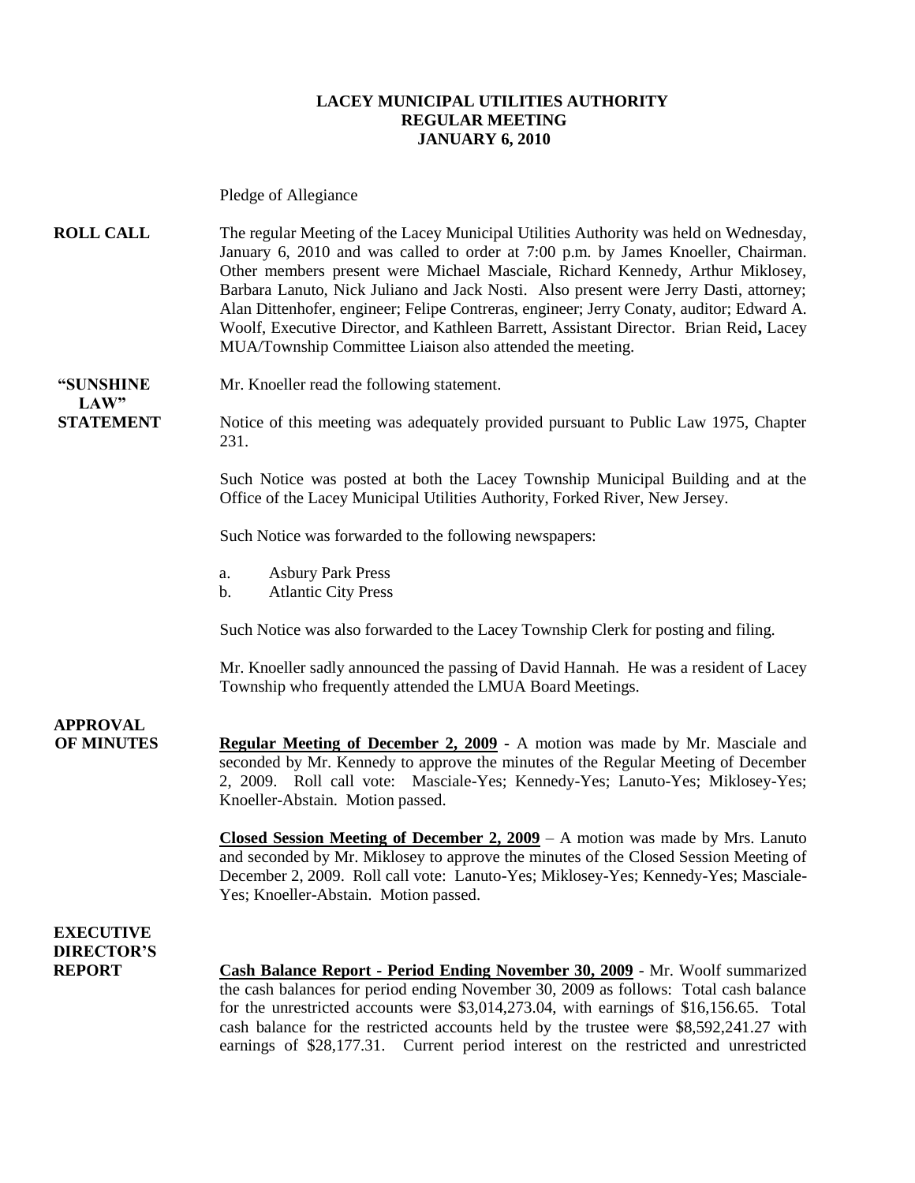# LACEY MUNICIPAL UTILITIES AUTHORITY
## REGULAR MEETING
## JANUARY 6, 2010

Pledge of Allegiance

**ROLL CALL** The regular Meeting of the Lacey Municipal Utilities Authority was held on Wednesday, January 6, 2010 and was called to order at 7:00 p.m. by James Knoeller, Chairman. Other members present were Michael Masciale, Richard Kennedy, Arthur Miklosey, Barbara Lanuto, Nick Juliano and Jack Nosti. Also present were Jerry Dasti, attorney; Alan Dittenhofer, engineer; Felipe Contreras, engineer; Jerry Conaty, auditor; Edward A. Woolf, Executive Director, and Kathleen Barrett, Assistant Director. Brian Reid**,** Lacey MUA/Township Committee Liaison also attended the meeting.

**"SUNSHINE LAW" STATEMENT** Mr. Knoeller read the following statement.

Notice of this meeting was adequately provided pursuant to Public Law 1975, Chapter 231.

Such Notice was posted at both the Lacey Township Municipal Building and at the Office of the Lacey Municipal Utilities Authority, Forked River, New Jersey.

Such Notice was forwarded to the following newspapers:

a. Asbury Park Press
b. Atlantic City Press

Such Notice was also forwarded to the Lacey Township Clerk for posting and filing.

Mr. Knoeller sadly announced the passing of David Hannah. He was a resident of Lacey Township who frequently attended the LMUA Board Meetings.

**APPROVAL OF MINUTES** **Regular Meeting of December 2, 2009 -** A motion was made by Mr. Masciale and seconded by Mr. Kennedy to approve the minutes of the Regular Meeting of December 2, 2009. Roll call vote: Masciale-Yes; Kennedy-Yes; Lanuto-Yes; Miklosey-Yes; Knoeller-Abstain. Motion passed.

**Closed Session Meeting of December 2, 2009** – A motion was made by Mrs. Lanuto and seconded by Mr. Miklosey to approve the minutes of the Closed Session Meeting of December 2, 2009. Roll call vote: Lanuto-Yes; Miklosey-Yes; Kennedy-Yes; Masciale-Yes; Knoeller-Abstain. Motion passed.

**EXECUTIVE DIRECTOR'S REPORT** **Cash Balance Report - Period Ending November 30, 2009** - Mr. Woolf summarized the cash balances for period ending November 30, 2009 as follows: Total cash balance for the unrestricted accounts were $3,014,273.04, with earnings of $16,156.65. Total cash balance for the restricted accounts held by the trustee were $8,592,241.27 with earnings of $28,177.31. Current period interest on the restricted and unrestricted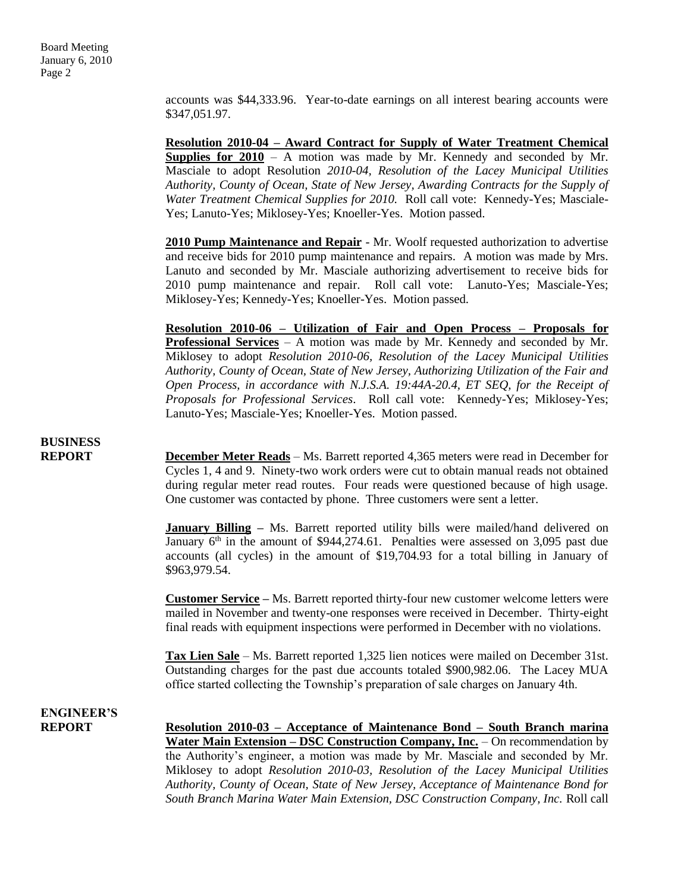accounts was $44,333.96. Year-to-date earnings on all interest bearing accounts were $347,051.97.

**Resolution 2010-04 – Award Contract for Supply of Water Treatment Chemical Supplies for 2010** – A motion was made by Mr. Kennedy and seconded by Mr. Masciale to adopt Resolution *2010-04, Resolution of the Lacey Municipal Utilities Authority, County of Ocean, State of New Jersey, Awarding Contracts for the Supply of Water Treatment Chemical Supplies for 2010.* Roll call vote: Kennedy-Yes; Masciale-Yes; Lanuto-Yes; Miklosey-Yes; Knoeller-Yes. Motion passed.

**2010 Pump Maintenance and Repair** - Mr. Woolf requested authorization to advertise and receive bids for 2010 pump maintenance and repairs. A motion was made by Mrs. Lanuto and seconded by Mr. Masciale authorizing advertisement to receive bids for 2010 pump maintenance and repair. Roll call vote: Lanuto-Yes; Masciale-Yes; Miklosey-Yes; Kennedy-Yes; Knoeller-Yes. Motion passed.

**Resolution 2010-06 – Utilization of Fair and Open Process – Proposals for Professional Services** – A motion was made by Mr. Kennedy and seconded by Mr. Miklosey to adopt *Resolution 2010-06, Resolution of the Lacey Municipal Utilities Authority, County of Ocean, State of New Jersey, Authorizing Utilization of the Fair and Open Process, in accordance with N.J.S.A. 19:44A-20.4, ET SEQ, for the Receipt of Proposals for Professional Services*. Roll call vote: Kennedy-Yes; Miklosey-Yes; Lanuto-Yes; Masciale-Yes; Knoeller-Yes. Motion passed.

**BUSINESS REPORT**

**December Meter Reads** – Ms. Barrett reported 4,365 meters were read in December for Cycles 1, 4 and 9. Ninety-two work orders were cut to obtain manual reads not obtained during regular meter read routes. Four reads were questioned because of high usage. One customer was contacted by phone. Three customers were sent a letter.

**January Billing** – Ms. Barrett reported utility bills were mailed/hand delivered on January 6th in the amount of $944,274.61. Penalties were assessed on 3,095 past due accounts (all cycles) in the amount of $19,704.93 for a total billing in January of $963,979.54.

**Customer Service** – Ms. Barrett reported thirty-four new customer welcome letters were mailed in November and twenty-one responses were received in December. Thirty-eight final reads with equipment inspections were performed in December with no violations.

**Tax Lien Sale** – Ms. Barrett reported 1,325 lien notices were mailed on December 31st. Outstanding charges for the past due accounts totaled $900,982.06. The Lacey MUA office started collecting the Township's preparation of sale charges on January 4th.

**ENGINEER'S REPORT**

**Resolution 2010-03 – Acceptance of Maintenance Bond – South Branch marina Water Main Extension – DSC Construction Company, Inc.** – On recommendation by the Authority's engineer, a motion was made by Mr. Masciale and seconded by Mr. Miklosey to adopt *Resolution 2010-03, Resolution of the Lacey Municipal Utilities Authority, County of Ocean, State of New Jersey, Acceptance of Maintenance Bond for South Branch Marina Water Main Extension, DSC Construction Company, Inc.* Roll call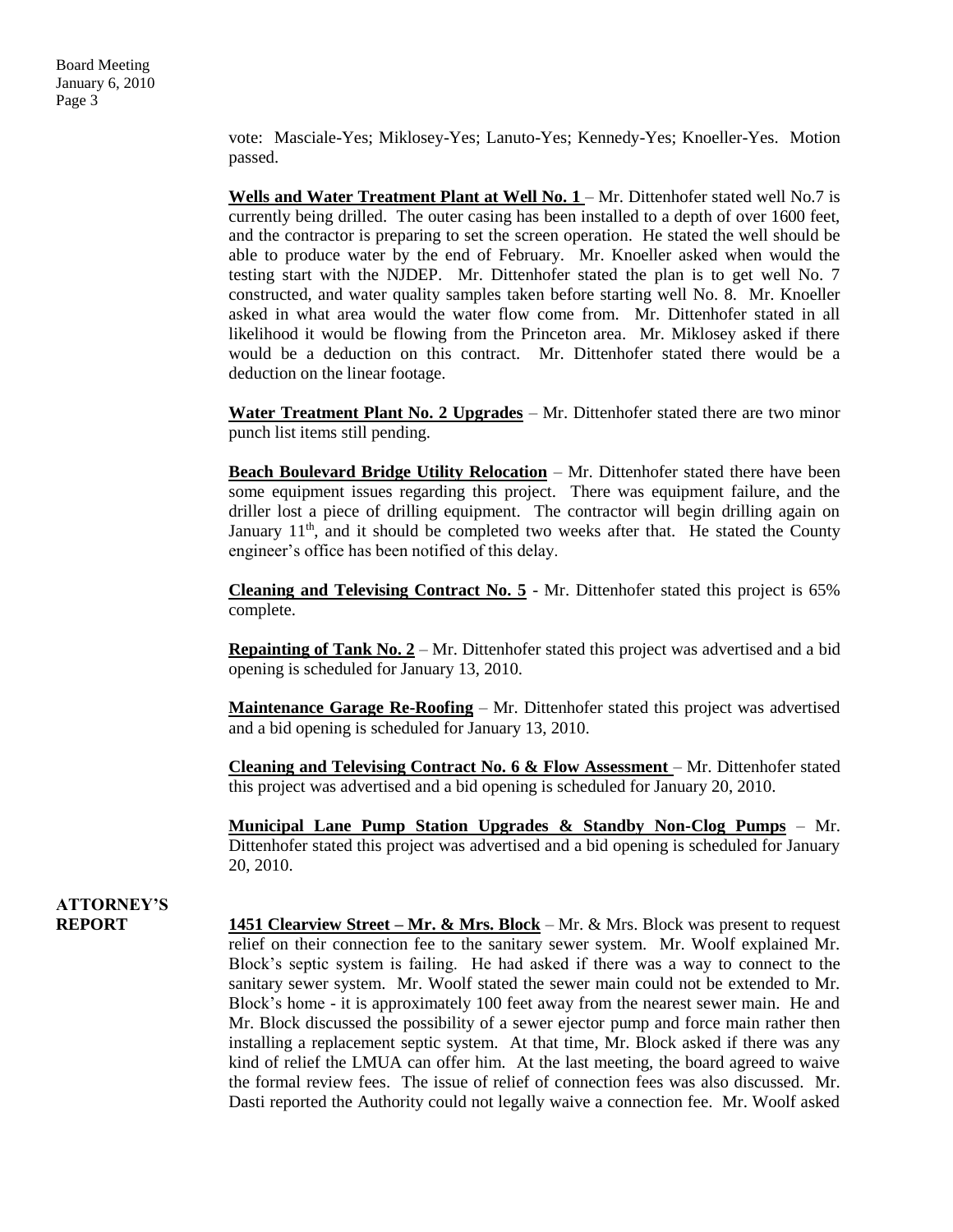vote: Masciale-Yes; Miklosey-Yes; Lanuto-Yes; Kennedy-Yes; Knoeller-Yes. Motion passed.

**Wells and Water Treatment Plant at Well No. 1** – Mr. Dittenhofer stated well No.7 is currently being drilled. The outer casing has been installed to a depth of over 1600 feet, and the contractor is preparing to set the screen operation. He stated the well should be able to produce water by the end of February. Mr. Knoeller asked when would the testing start with the NJDEP. Mr. Dittenhofer stated the plan is to get well No. 7 constructed, and water quality samples taken before starting well No. 8. Mr. Knoeller asked in what area would the water flow come from. Mr. Dittenhofer stated in all likelihood it would be flowing from the Princeton area. Mr. Miklosey asked if there would be a deduction on this contract. Mr. Dittenhofer stated there would be a deduction on the linear footage.

**Water Treatment Plant No. 2 Upgrades** – Mr. Dittenhofer stated there are two minor punch list items still pending.

**Beach Boulevard Bridge Utility Relocation** – Mr. Dittenhofer stated there have been some equipment issues regarding this project. There was equipment failure, and the driller lost a piece of drilling equipment. The contractor will begin drilling again on January 11th, and it should be completed two weeks after that. He stated the County engineer's office has been notified of this delay.

**Cleaning and Televising Contract No. 5** - Mr. Dittenhofer stated this project is 65% complete.

**Repainting of Tank No. 2** – Mr. Dittenhofer stated this project was advertised and a bid opening is scheduled for January 13, 2010.

**Maintenance Garage Re-Roofing** – Mr. Dittenhofer stated this project was advertised and a bid opening is scheduled for January 13, 2010.

**Cleaning and Televising Contract No. 6 & Flow Assessment** – Mr. Dittenhofer stated this project was advertised and a bid opening is scheduled for January 20, 2010.

**Municipal Lane Pump Station Upgrades & Standby Non-Clog Pumps** – Mr. Dittenhofer stated this project was advertised and a bid opening is scheduled for January 20, 2010.

## ATTORNEY'S REPORT

**1451 Clearview Street – Mr. & Mrs. Block** – Mr. & Mrs. Block was present to request relief on their connection fee to the sanitary sewer system. Mr. Woolf explained Mr. Block's septic system is failing. He had asked if there was a way to connect to the sanitary sewer system. Mr. Woolf stated the sewer main could not be extended to Mr. Block's home - it is approximately 100 feet away from the nearest sewer main. He and Mr. Block discussed the possibility of a sewer ejector pump and force main rather then installing a replacement septic system. At that time, Mr. Block asked if there was any kind of relief the LMUA can offer him. At the last meeting, the board agreed to waive the formal review fees. The issue of relief of connection fees was also discussed. Mr. Dasti reported the Authority could not legally waive a connection fee. Mr. Woolf asked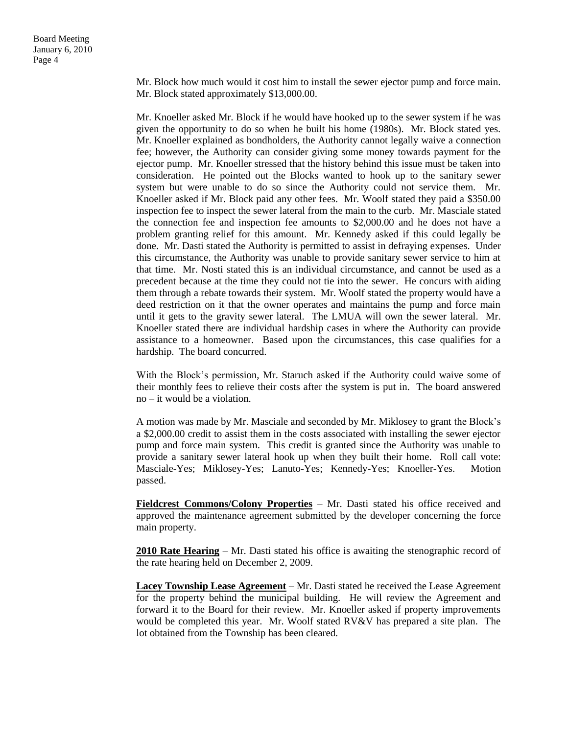Mr. Block how much would it cost him to install the sewer ejector pump and force main. Mr. Block stated approximately $13,000.00.

Mr. Knoeller asked Mr. Block if he would have hooked up to the sewer system if he was given the opportunity to do so when he built his home (1980s). Mr. Block stated yes. Mr. Knoeller explained as bondholders, the Authority cannot legally waive a connection fee; however, the Authority can consider giving some money towards payment for the ejector pump. Mr. Knoeller stressed that the history behind this issue must be taken into consideration. He pointed out the Blocks wanted to hook up to the sanitary sewer system but were unable to do so since the Authority could not service them. Mr. Knoeller asked if Mr. Block paid any other fees. Mr. Woolf stated they paid a $350.00 inspection fee to inspect the sewer lateral from the main to the curb. Mr. Masciale stated the connection fee and inspection fee amounts to $2,000.00 and he does not have a problem granting relief for this amount. Mr. Kennedy asked if this could legally be done. Mr. Dasti stated the Authority is permitted to assist in defraying expenses. Under this circumstance, the Authority was unable to provide sanitary sewer service to him at that time. Mr. Nosti stated this is an individual circumstance, and cannot be used as a precedent because at the time they could not tie into the sewer. He concurs with aiding them through a rebate towards their system. Mr. Woolf stated the property would have a deed restriction on it that the owner operates and maintains the pump and force main until it gets to the gravity sewer lateral. The LMUA will own the sewer lateral. Mr. Knoeller stated there are individual hardship cases in where the Authority can provide assistance to a homeowner. Based upon the circumstances, this case qualifies for a hardship. The board concurred.

With the Block's permission, Mr. Staruch asked if the Authority could waive some of their monthly fees to relieve their costs after the system is put in. The board answered no – it would be a violation.

A motion was made by Mr. Masciale and seconded by Mr. Miklosey to grant the Block's a $2,000.00 credit to assist them in the costs associated with installing the sewer ejector pump and force main system. This credit is granted since the Authority was unable to provide a sanitary sewer lateral hook up when they built their home. Roll call vote: Masciale-Yes; Miklosey-Yes; Lanuto-Yes; Kennedy-Yes; Knoeller-Yes. Motion passed.

**Fieldcrest Commons/Colony Properties** – Mr. Dasti stated his office received and approved the maintenance agreement submitted by the developer concerning the force main property.

**2010 Rate Hearing** – Mr. Dasti stated his office is awaiting the stenographic record of the rate hearing held on December 2, 2009.

**Lacey Township Lease Agreement** – Mr. Dasti stated he received the Lease Agreement for the property behind the municipal building. He will review the Agreement and forward it to the Board for their review. Mr. Knoeller asked if property improvements would be completed this year. Mr. Woolf stated RV&V has prepared a site plan. The lot obtained from the Township has been cleared.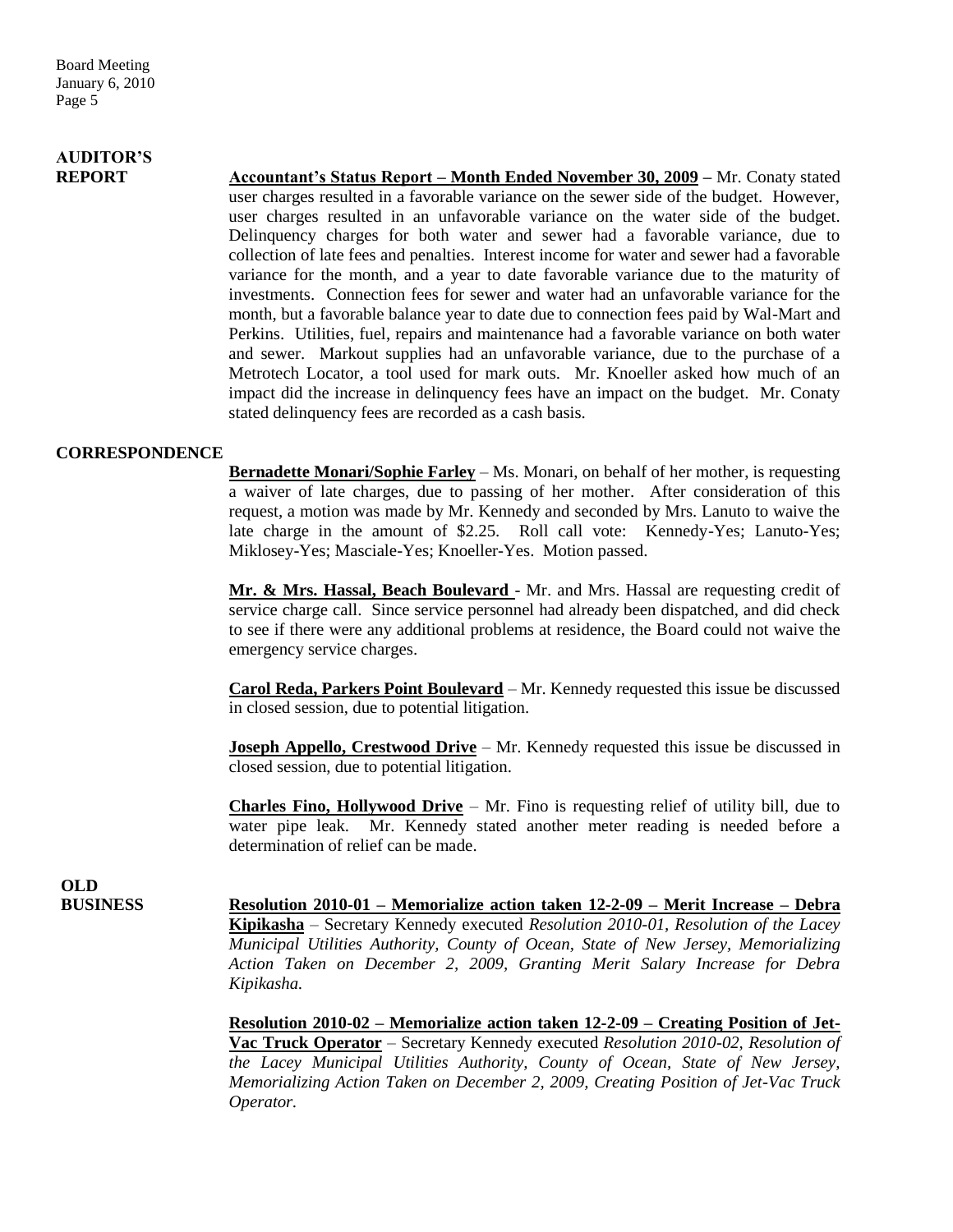**AUDITOR'S REPORT**

**Accountant's Status Report – Month Ended November 30, 2009 –** Mr. Conaty stated user charges resulted in a favorable variance on the sewer side of the budget. However, user charges resulted in an unfavorable variance on the water side of the budget. Delinquency charges for both water and sewer had a favorable variance, due to collection of late fees and penalties. Interest income for water and sewer had a favorable variance for the month, and a year to date favorable variance due to the maturity of investments. Connection fees for sewer and water had an unfavorable variance for the month, but a favorable balance year to date due to connection fees paid by Wal-Mart and Perkins. Utilities, fuel, repairs and maintenance had a favorable variance on both water and sewer. Markout supplies had an unfavorable variance, due to the purchase of a Metrotech Locator, a tool used for mark outs. Mr. Knoeller asked how much of an impact did the increase in delinquency fees have an impact on the budget. Mr. Conaty stated delinquency fees are recorded as a cash basis.

**CORRESPONDENCE**

**Bernadette Monari/Sophie Farley** – Ms. Monari, on behalf of her mother, is requesting a waiver of late charges, due to passing of her mother. After consideration of this request, a motion was made by Mr. Kennedy and seconded by Mrs. Lanuto to waive the late charge in the amount of $2.25. Roll call vote: Kennedy-Yes; Lanuto-Yes; Miklosey-Yes; Masciale-Yes; Knoeller-Yes. Motion passed.

**Mr. & Mrs. Hassal, Beach Boulevard** - Mr. and Mrs. Hassal are requesting credit of service charge call. Since service personnel had already been dispatched, and did check to see if there were any additional problems at residence, the Board could not waive the emergency service charges.

**Carol Reda, Parkers Point Boulevard** – Mr. Kennedy requested this issue be discussed in closed session, due to potential litigation.

**Joseph Appello, Crestwood Drive** – Mr. Kennedy requested this issue be discussed in closed session, due to potential litigation.

**Charles Fino, Hollywood Drive** – Mr. Fino is requesting relief of utility bill, due to water pipe leak. Mr. Kennedy stated another meter reading is needed before a determination of relief can be made.

**OLD BUSINESS**

**Resolution 2010-01 – Memorialize action taken 12-2-09 – Merit Increase – Debra Kipikasha** – Secretary Kennedy executed *Resolution 2010-01, Resolution of the Lacey Municipal Utilities Authority, County of Ocean, State of New Jersey, Memorializing Action Taken on December 2, 2009, Granting Merit Salary Increase for Debra Kipikasha.*

**Resolution 2010-02 – Memorialize action taken 12-2-09 – Creating Position of Jet-Vac Truck Operator** – Secretary Kennedy executed *Resolution 2010-02, Resolution of the Lacey Municipal Utilities Authority, County of Ocean, State of New Jersey, Memorializing Action Taken on December 2, 2009, Creating Position of Jet-Vac Truck Operator.*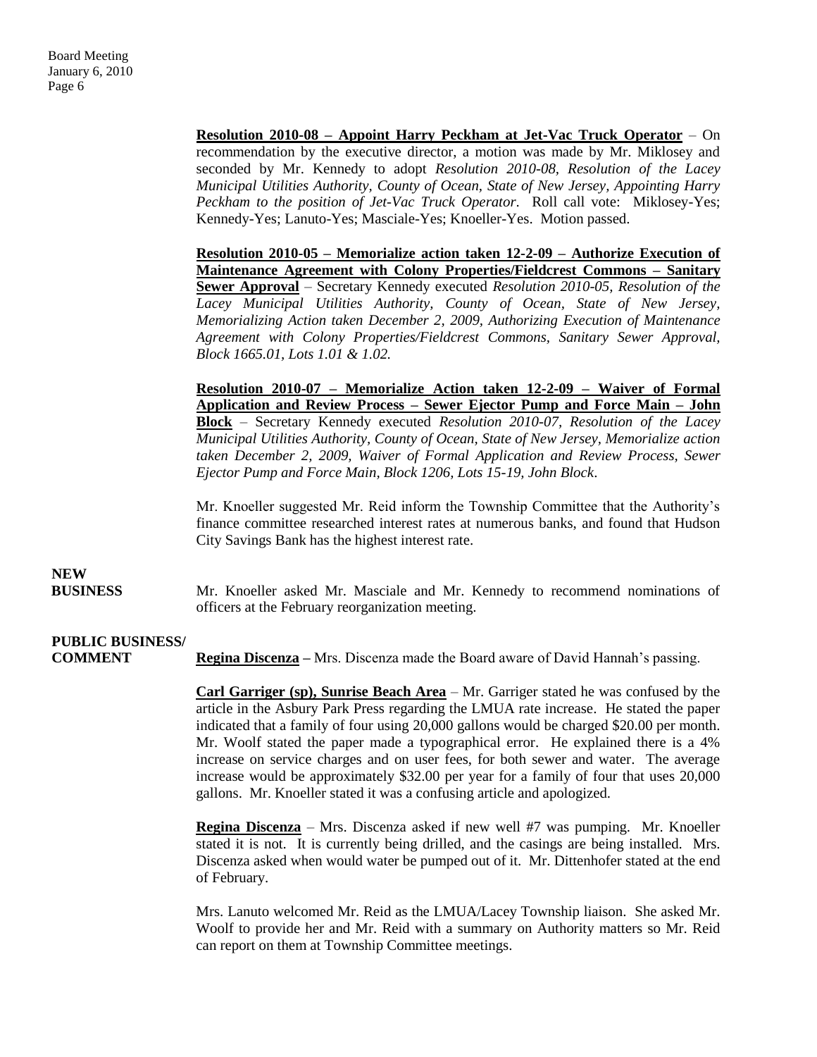**Resolution 2010-08 – Appoint Harry Peckham at Jet-Vac Truck Operator** – On recommendation by the executive director, a motion was made by Mr. Miklosey and seconded by Mr. Kennedy to adopt *Resolution 2010-08, Resolution of the Lacey Municipal Utilities Authority, County of Ocean, State of New Jersey, Appointing Harry Peckham to the position of Jet-Vac Truck Operator.* Roll call vote: Miklosey-Yes; Kennedy-Yes; Lanuto-Yes; Masciale-Yes; Knoeller-Yes. Motion passed.

**Resolution 2010-05 – Memorialize action taken 12-2-09 – Authorize Execution of Maintenance Agreement with Colony Properties/Fieldcrest Commons – Sanitary Sewer Approval** – Secretary Kennedy executed *Resolution 2010-05, Resolution of the Lacey Municipal Utilities Authority, County of Ocean, State of New Jersey, Memorializing Action taken December 2, 2009, Authorizing Execution of Maintenance Agreement with Colony Properties/Fieldcrest Commons, Sanitary Sewer Approval, Block 1665.01, Lots 1.01 & 1.02.*

**Resolution 2010-07 – Memorialize Action taken 12-2-09 – Waiver of Formal Application and Review Process – Sewer Ejector Pump and Force Main – John Block** – Secretary Kennedy executed *Resolution 2010-07, Resolution of the Lacey Municipal Utilities Authority, County of Ocean, State of New Jersey, Memorialize action taken December 2, 2009, Waiver of Formal Application and Review Process, Sewer Ejector Pump and Force Main, Block 1206, Lots 15-19, John Block*.

Mr. Knoeller suggested Mr. Reid inform the Township Committee that the Authority's finance committee researched interest rates at numerous banks, and found that Hudson City Savings Bank has the highest interest rate.

**NEW BUSINESS**

Mr. Knoeller asked Mr. Masciale and Mr. Kennedy to recommend nominations of officers at the February reorganization meeting.

**PUBLIC BUSINESS/ COMMENT**

**Regina Discenza –** Mrs. Discenza made the Board aware of David Hannah's passing.

**Carl Garriger (sp), Sunrise Beach Area** – Mr. Garriger stated he was confused by the article in the Asbury Park Press regarding the LMUA rate increase. He stated the paper indicated that a family of four using 20,000 gallons would be charged \$20.00 per month. Mr. Woolf stated the paper made a typographical error. He explained there is a 4% increase on service charges and on user fees, for both sewer and water. The average increase would be approximately \$32.00 per year for a family of four that uses 20,000 gallons. Mr. Knoeller stated it was a confusing article and apologized.

**Regina Discenza** – Mrs. Discenza asked if new well #7 was pumping. Mr. Knoeller stated it is not. It is currently being drilled, and the casings are being installed. Mrs. Discenza asked when would water be pumped out of it. Mr. Dittenhofer stated at the end of February.

Mrs. Lanuto welcomed Mr. Reid as the LMUA/Lacey Township liaison. She asked Mr. Woolf to provide her and Mr. Reid with a summary on Authority matters so Mr. Reid can report on them at Township Committee meetings.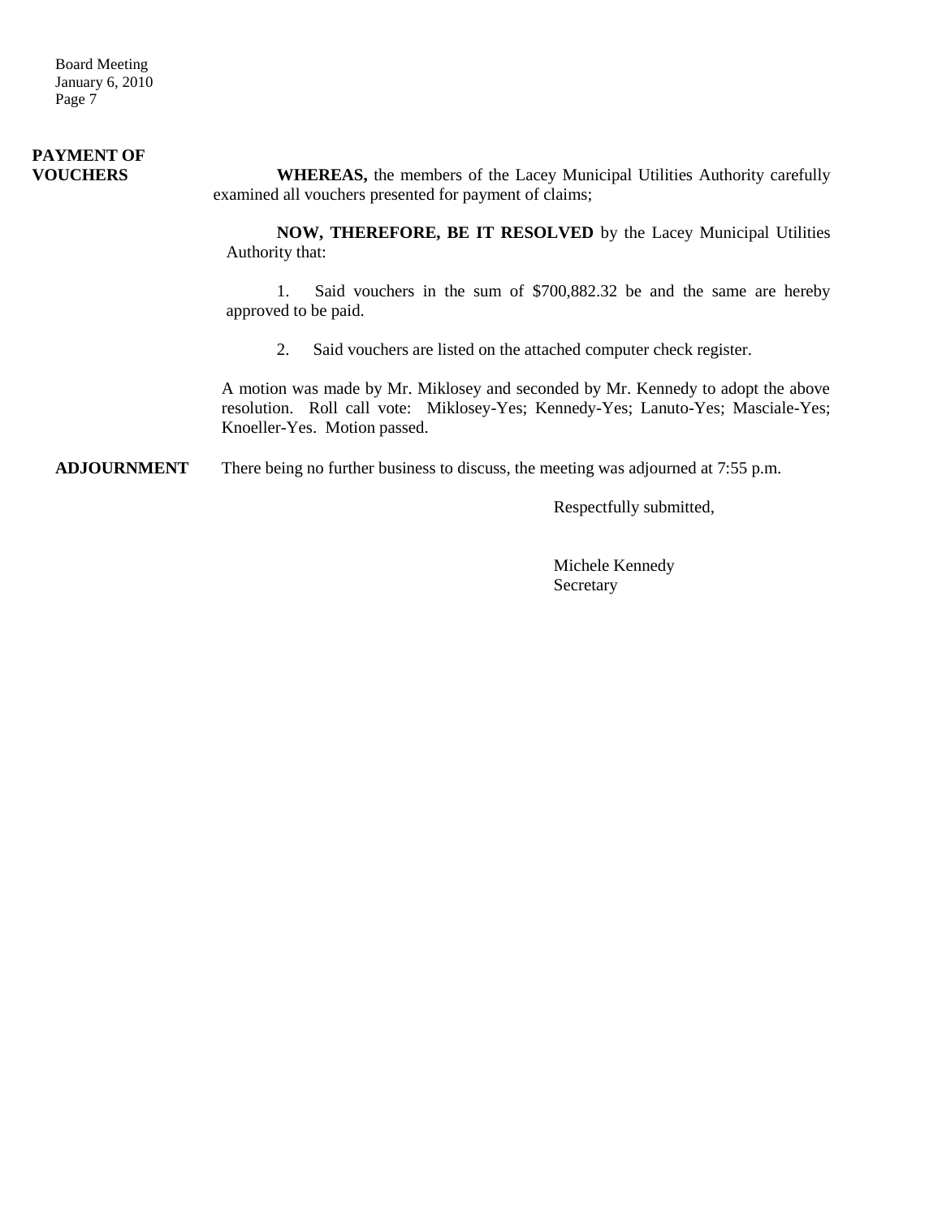**PAYMENT OF VOUCHERS**

**WHEREAS,** the members of the Lacey Municipal Utilities Authority carefully examined all vouchers presented for payment of claims;

**NOW, THEREFORE, BE IT RESOLVED** by the Lacey Municipal Utilities Authority that:

1. Said vouchers in the sum of $700,882.32 be and the same are hereby approved to be paid.

2. Said vouchers are listed on the attached computer check register.

A motion was made by Mr. Miklosey and seconded by Mr. Kennedy to adopt the above resolution. Roll call vote: Miklosey-Yes; Kennedy-Yes; Lanuto-Yes; Masciale-Yes; Knoeller-Yes. Motion passed.

**ADJOURNMENT** There being no further business to discuss, the meeting was adjourned at 7:55 p.m.

Respectfully submitted,

Michele Kennedy
Secretary